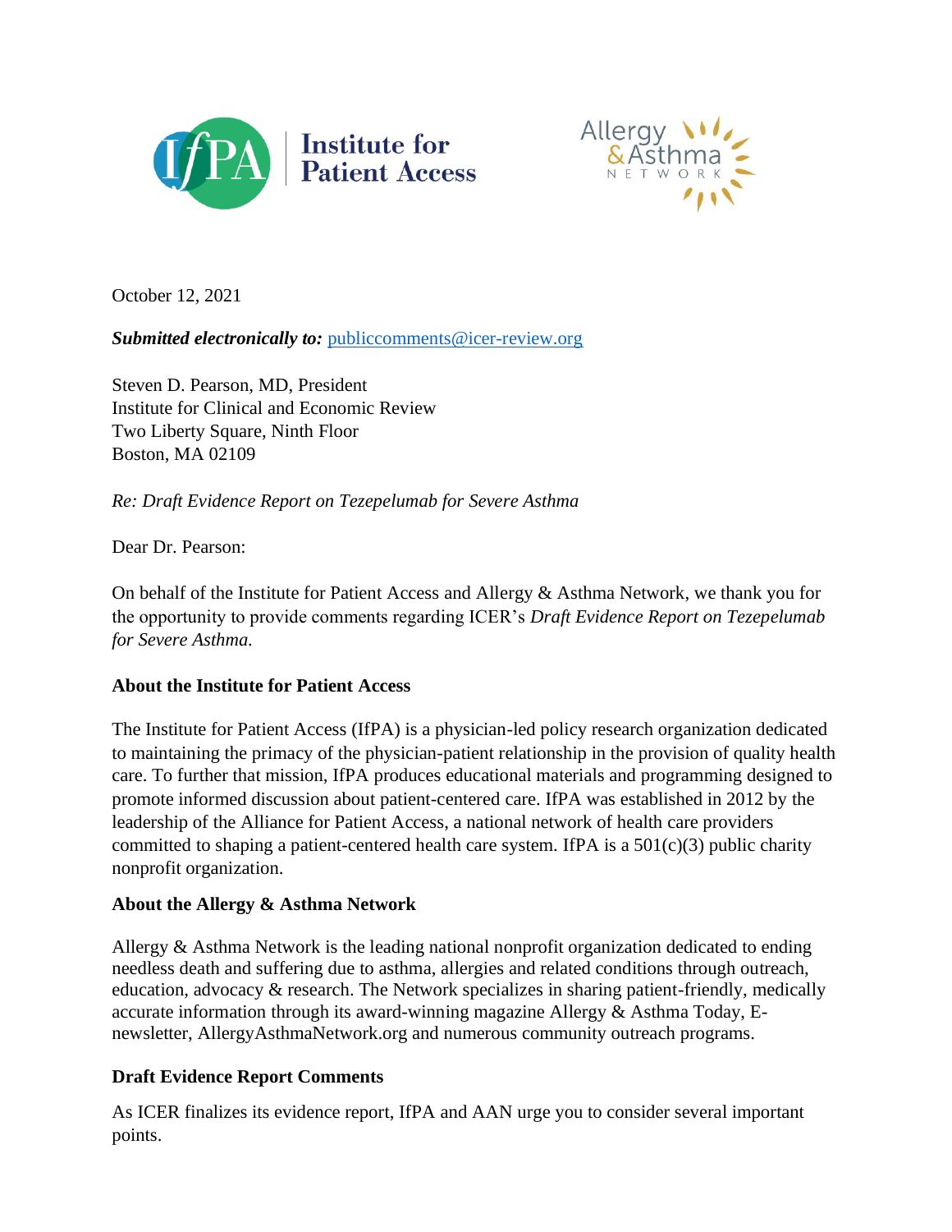October 12, 2021

***Submitted electronically to:*** publiccomments@icer-review.org

Steven D. Pearson, MD, President
Institute for Clinical and Economic Review
Two Liberty Square, Ninth Floor
Boston, MA 02109

*Re: Draft Evidence Report on Tezepelumab for Severe Asthma*

Dear Dr. Pearson:

On behalf of the Institute for Patient Access and Allergy & Asthma Network, we thank you for the opportunity to provide comments regarding ICER's *Draft Evidence Report on Tezepelumab for Severe Asthma.*

**About the Institute for Patient Access**

The Institute for Patient Access (IfPA) is a physician-led policy research organization dedicated to maintaining the primacy of the physician-patient relationship in the provision of quality health care. To further that mission, IfPA produces educational materials and programming designed to promote informed discussion about patient-centered care. IfPA was established in 2012 by the leadership of the Alliance for Patient Access, a national network of health care providers committed to shaping a patient-centered health care system. IfPA is a 501(c)(3) public charity nonprofit organization.

**About the Allergy & Asthma Network**

Allergy & Asthma Network is the leading national nonprofit organization dedicated to ending needless death and suffering due to asthma, allergies and related conditions through outreach, education, advocacy & research. The Network specializes in sharing patient-friendly, medically accurate information through its award-winning magazine Allergy & Asthma Today, E-newsletter, AllergyAsthmaNetwork.org and numerous community outreach programs.

**Draft Evidence Report Comments**

As ICER finalizes its evidence report, IfPA and AAN urge you to consider several important points.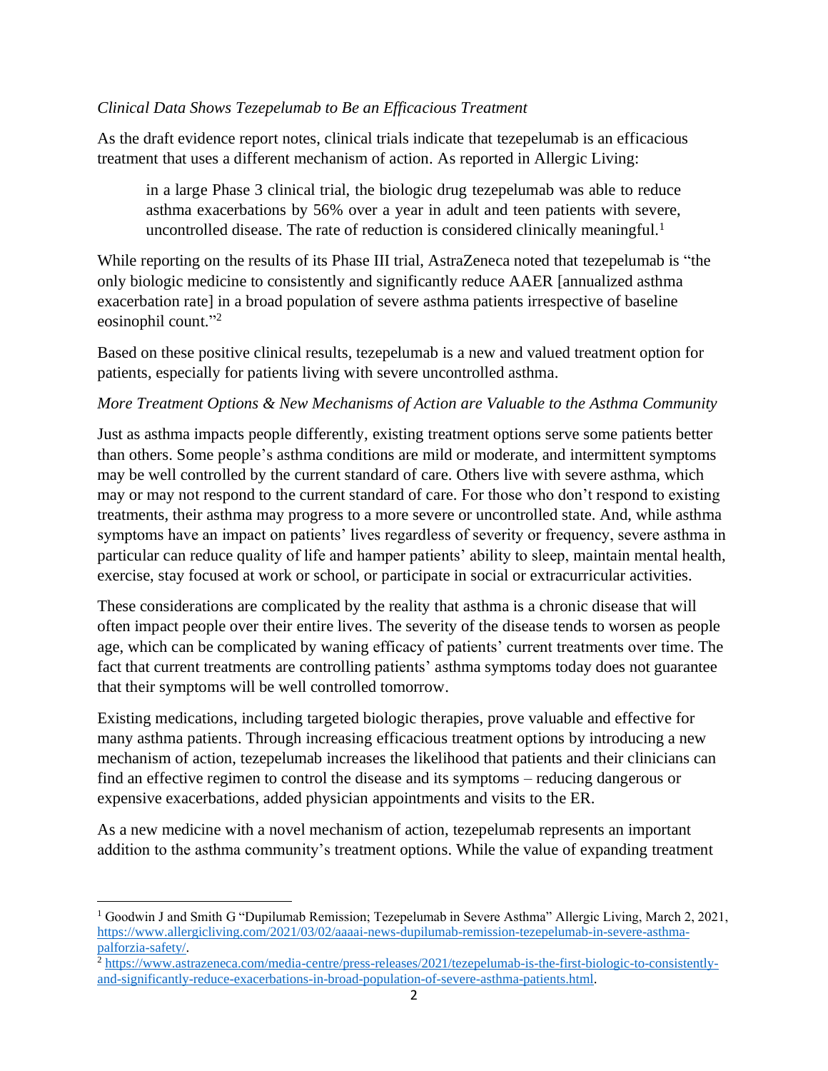*Clinical Data Shows Tezepelumab to Be an Efficacious Treatment*

As the draft evidence report notes, clinical trials indicate that tezepelumab is an efficacious treatment that uses a different mechanism of action. As reported in Allergic Living:

> in a large Phase 3 clinical trial, the biologic drug tezepelumab was able to reduce asthma exacerbations by 56% over a year in adult and teen patients with severe, uncontrolled disease. The rate of reduction is considered clinically meaningful.[1]

While reporting on the results of its Phase III trial, AstraZeneca noted that tezepelumab is "the only biologic medicine to consistently and significantly reduce AAER [annualized asthma exacerbation rate] in a broad population of severe asthma patients irrespective of baseline eosinophil count."[2]

Based on these positive clinical results, tezepelumab is a new and valued treatment option for patients, especially for patients living with severe uncontrolled asthma.

*More Treatment Options & New Mechanisms of Action are Valuable to the Asthma Community*

Just as asthma impacts people differently, existing treatment options serve some patients better than others. Some people's asthma conditions are mild or moderate, and intermittent symptoms may be well controlled by the current standard of care. Others live with severe asthma, which may or may not respond to the current standard of care. For those who don't respond to existing treatments, their asthma may progress to a more severe or uncontrolled state. And, while asthma symptoms have an impact on patients' lives regardless of severity or frequency, severe asthma in particular can reduce quality of life and hamper patients' ability to sleep, maintain mental health, exercise, stay focused at work or school, or participate in social or extracurricular activities.

These considerations are complicated by the reality that asthma is a chronic disease that will often impact people over their entire lives. The severity of the disease tends to worsen as people age, which can be complicated by waning efficacy of patients' current treatments over time. The fact that current treatments are controlling patients' asthma symptoms today does not guarantee that their symptoms will be well controlled tomorrow.

Existing medications, including targeted biologic therapies, prove valuable and effective for many asthma patients. Through increasing efficacious treatment options by introducing a new mechanism of action, tezepelumab increases the likelihood that patients and their clinicians can find an effective regimen to control the disease and its symptoms – reducing dangerous or expensive exacerbations, added physician appointments and visits to the ER.

As a new medicine with a novel mechanism of action, tezepelumab represents an important addition to the asthma community's treatment options. While the value of expanding treatment

---

[1] Goodwin J and Smith G "Dupilumab Remission; Tezepelumab in Severe Asthma" Allergic Living, March 2, 2021, https://www.allergicliving.com/2021/03/02/aaaai-news-dupilumab-remission-tezepelumab-in-severe-asthma-palforzia-safety/.

[2] https://www.astrazeneca.com/media-centre/press-releases/2021/tezepelumab-is-the-first-biologic-to-consistently-and-significantly-reduce-exacerbations-in-broad-population-of-severe-asthma-patients.html.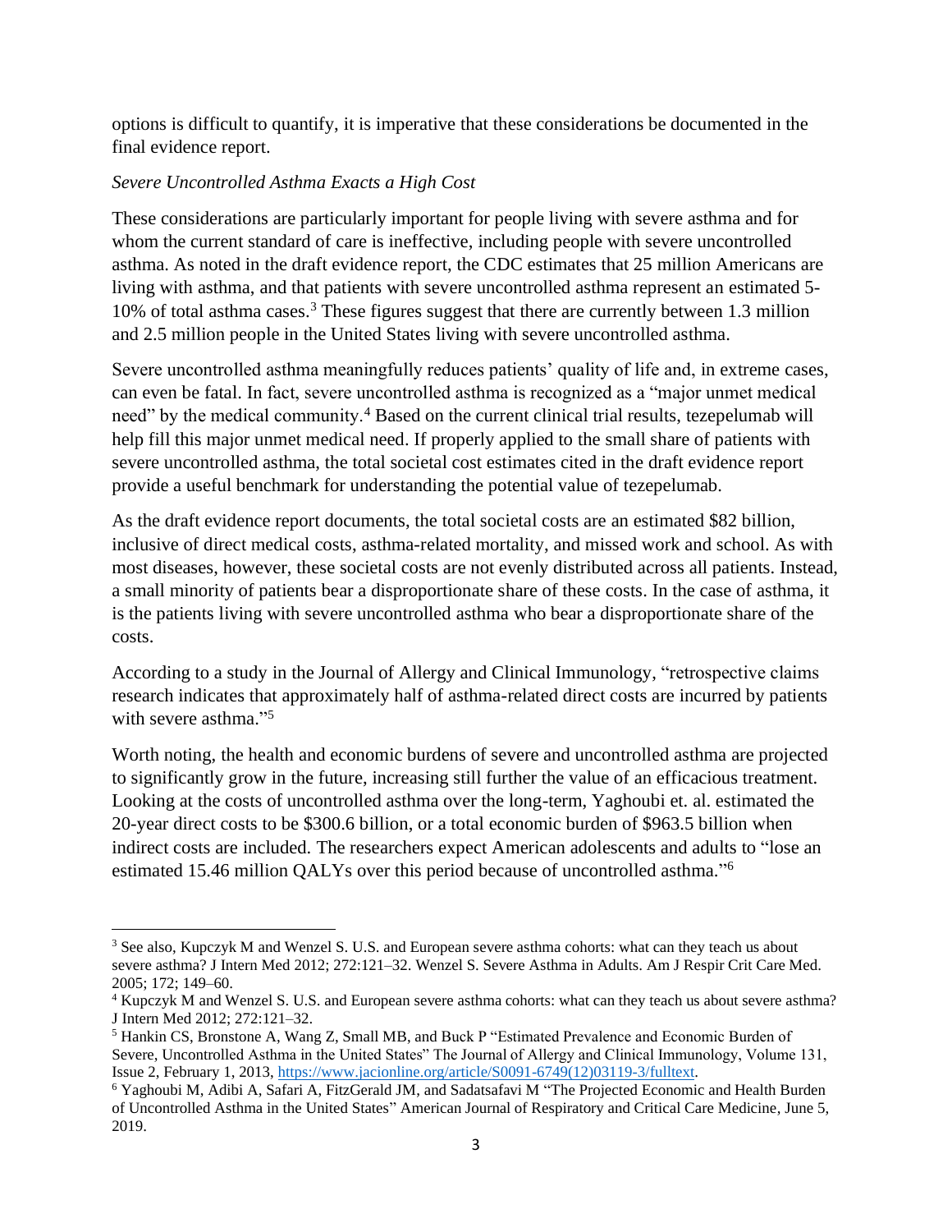options is difficult to quantify, it is imperative that these considerations be documented in the final evidence report.

*Severe Uncontrolled Asthma Exacts a High Cost*

These considerations are particularly important for people living with severe asthma and for whom the current standard of care is ineffective, including people with severe uncontrolled asthma. As noted in the draft evidence report, the CDC estimates that 25 million Americans are living with asthma, and that patients with severe uncontrolled asthma represent an estimated 5-10% of total asthma cases.[3] These figures suggest that there are currently between 1.3 million and 2.5 million people in the United States living with severe uncontrolled asthma.

Severe uncontrolled asthma meaningfully reduces patients' quality of life and, in extreme cases, can even be fatal. In fact, severe uncontrolled asthma is recognized as a "major unmet medical need" by the medical community.[4] Based on the current clinical trial results, tezepelumab will help fill this major unmet medical need. If properly applied to the small share of patients with severe uncontrolled asthma, the total societal cost estimates cited in the draft evidence report provide a useful benchmark for understanding the potential value of tezepelumab.

As the draft evidence report documents, the total societal costs are an estimated $82 billion, inclusive of direct medical costs, asthma-related mortality, and missed work and school. As with most diseases, however, these societal costs are not evenly distributed across all patients. Instead, a small minority of patients bear a disproportionate share of these costs. In the case of asthma, it is the patients living with severe uncontrolled asthma who bear a disproportionate share of the costs.

According to a study in the Journal of Allergy and Clinical Immunology, "retrospective claims research indicates that approximately half of asthma-related direct costs are incurred by patients with severe asthma."[5]

Worth noting, the health and economic burdens of severe and uncontrolled asthma are projected to significantly grow in the future, increasing still further the value of an efficacious treatment. Looking at the costs of uncontrolled asthma over the long-term, Yaghoubi et. al. estimated the 20-year direct costs to be $300.6 billion, or a total economic burden of $963.5 billion when indirect costs are included. The researchers expect American adolescents and adults to "lose an estimated 15.46 million QALYs over this period because of uncontrolled asthma."[6]

---

[3] See also, Kupczyk M and Wenzel S. U.S. and European severe asthma cohorts: what can they teach us about severe asthma? J Intern Med 2012; 272:121–32. Wenzel S. Severe Asthma in Adults. Am J Respir Crit Care Med. 2005; 172; 149–60.

[4] Kupczyk M and Wenzel S. U.S. and European severe asthma cohorts: what can they teach us about severe asthma? J Intern Med 2012; 272:121–32.

[5] Hankin CS, Bronstone A, Wang Z, Small MB, and Buck P "Estimated Prevalence and Economic Burden of Severe, Uncontrolled Asthma in the United States" The Journal of Allergy and Clinical Immunology, Volume 131, Issue 2, February 1, 2013, https://www.jacionline.org/article/S0091-6749(12)03119-3/fulltext.

[6] Yaghoubi M, Adibi A, Safari A, FitzGerald JM, and Sadatsafavi M "The Projected Economic and Health Burden of Uncontrolled Asthma in the United States" American Journal of Respiratory and Critical Care Medicine, June 5, 2019.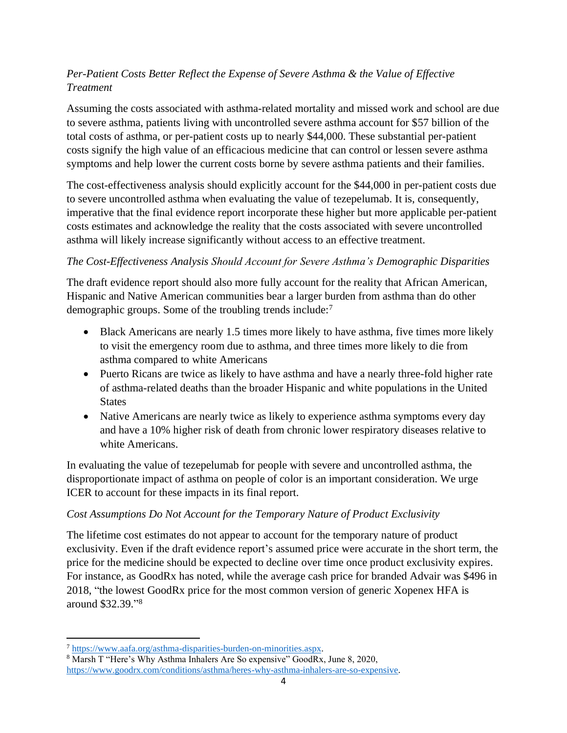*Per-Patient Costs Better Reflect the Expense of Severe Asthma & the Value of Effective Treatment*

Assuming the costs associated with asthma-related mortality and missed work and school are due to severe asthma, patients living with uncontrolled severe asthma account for $57 billion of the total costs of asthma, or per-patient costs up to nearly $44,000. These substantial per-patient costs signify the high value of an efficacious medicine that can control or lessen severe asthma symptoms and help lower the current costs borne by severe asthma patients and their families.

The cost-effectiveness analysis should explicitly account for the $44,000 in per-patient costs due to severe uncontrolled asthma when evaluating the value of tezepelumab. It is, consequently, imperative that the final evidence report incorporate these higher but more applicable per-patient costs estimates and acknowledge the reality that the costs associated with severe uncontrolled asthma will likely increase significantly without access to an effective treatment.

*The Cost-Effectiveness Analysis Should Account for Severe Asthma's Demographic Disparities*

The draft evidence report should also more fully account for the reality that African American, Hispanic and Native American communities bear a larger burden from asthma than do other demographic groups. Some of the troubling trends include:[7]

- Black Americans are nearly 1.5 times more likely to have asthma, five times more likely to visit the emergency room due to asthma, and three times more likely to die from asthma compared to white Americans
- Puerto Ricans are twice as likely to have asthma and have a nearly three-fold higher rate of asthma-related deaths than the broader Hispanic and white populations in the United States
- Native Americans are nearly twice as likely to experience asthma symptoms every day and have a 10% higher risk of death from chronic lower respiratory diseases relative to white Americans.

In evaluating the value of tezepelumab for people with severe and uncontrolled asthma, the disproportionate impact of asthma on people of color is an important consideration. We urge ICER to account for these impacts in its final report.

*Cost Assumptions Do Not Account for the Temporary Nature of Product Exclusivity*

The lifetime cost estimates do not appear to account for the temporary nature of product exclusivity. Even if the draft evidence report's assumed price were accurate in the short term, the price for the medicine should be expected to decline over time once product exclusivity expires. For instance, as GoodRx has noted, while the average cash price for branded Advair was $496 in 2018, "the lowest GoodRx price for the most common version of generic Xopenex HFA is around $32.39."[8]

---

[7] https://www.aafa.org/asthma-disparities-burden-on-minorities.aspx.

[8] Marsh T "Here's Why Asthma Inhalers Are So expensive" GoodRx, June 8, 2020, https://www.goodrx.com/conditions/asthma/heres-why-asthma-inhalers-are-so-expensive.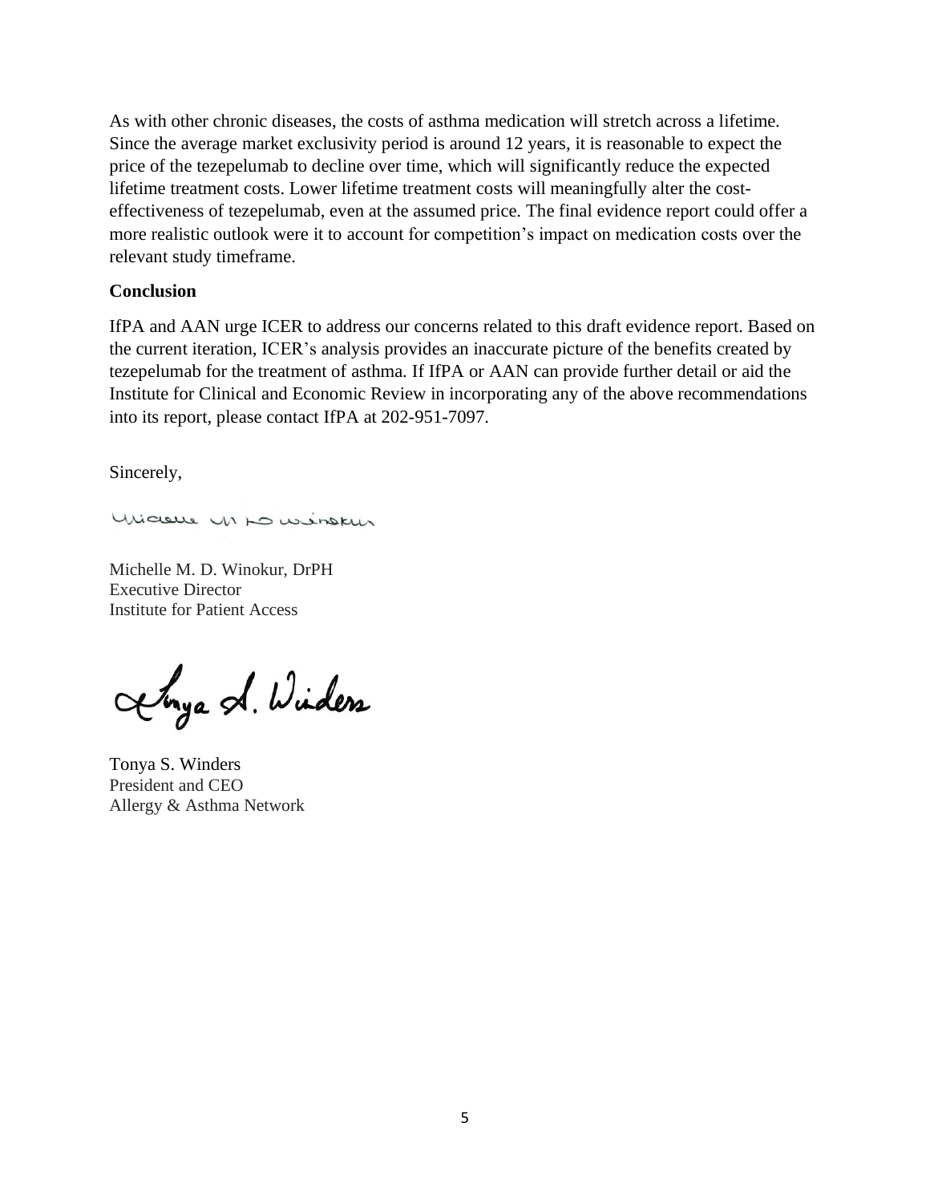As with other chronic diseases, the costs of asthma medication will stretch across a lifetime. Since the average market exclusivity period is around 12 years, it is reasonable to expect the price of the tezepelumab to decline over time, which will significantly reduce the expected lifetime treatment costs. Lower lifetime treatment costs will meaningfully alter the cost-effectiveness of tezepelumab, even at the assumed price. The final evidence report could offer a more realistic outlook were it to account for competition's impact on medication costs over the relevant study timeframe.

**Conclusion**

IfPA and AAN urge ICER to address our concerns related to this draft evidence report. Based on the current iteration, ICER's analysis provides an inaccurate picture of the benefits created by tezepelumab for the treatment of asthma. If IfPA or AAN can provide further detail or aid the Institute for Clinical and Economic Review in incorporating any of the above recommendations into its report, please contact IfPA at 202-951-7097.

Sincerely,

Michelle M. D. Winokur, DrPH
Executive Director
Institute for Patient Access

Tonya S. Winders
President and CEO
Allergy & Asthma Network